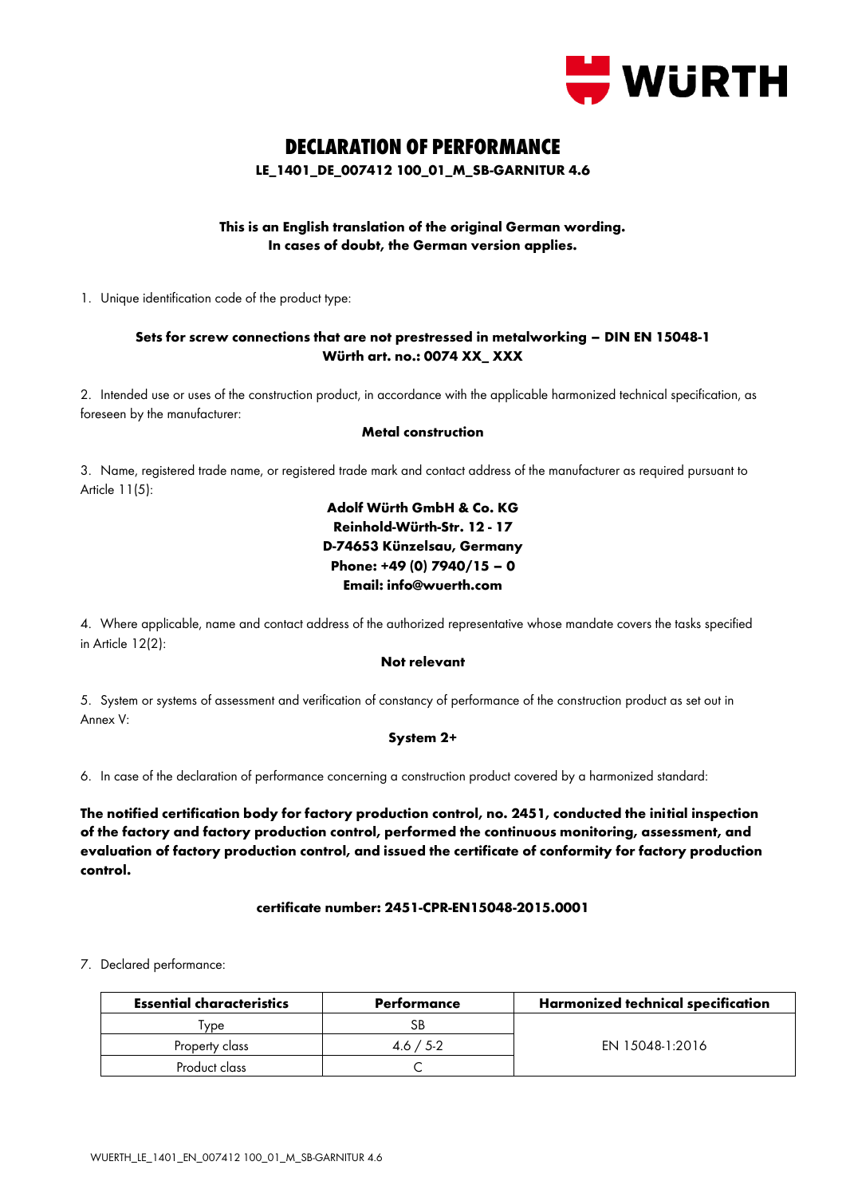# DECLARATION OF PERFORMANCE

**LE_1401_DE_007412 100_01_M_SB-GARNITUR 4.6**

**This is an English translation of the original German wording.**
**In cases of doubt, the German version applies.**

1. Unique identification code of the product type:

**Sets for screw connections that are not prestressed in metalworking – DIN EN 15048-1**
**Würth art. no.: 0074 XX_ XXX**

2. Intended use or uses of the construction product, in accordance with the applicable harmonized technical specification, as foreseen by the manufacturer:

**Metal construction**

3. Name, registered trade name, or registered trade mark and contact address of the manufacturer as required pursuant to Article 11(5):

**Adolf Würth GmbH & Co. KG**
**Reinhold-Würth-Str. 12 - 17**
**D-74653 Künzelsau, Germany**
**Phone: +49 (0) 7940/15 – 0**
**Email: info@wuerth.com**

4. Where applicable, name and contact address of the authorized representative whose mandate covers the tasks specified in Article 12(2):

**Not relevant**

5. System or systems of assessment and verification of constancy of performance of the construction product as set out in Annex V:

**System 2+**

6. In case of the declaration of performance concerning a construction product covered by a harmonized standard:

**The notified certification body for factory production control, no. 2451, conducted the initial inspection of the factory and factory production control, performed the continuous monitoring, assessment, and evaluation of factory production control, and issued the certificate of conformity for factory production control.**

**certificate number: 2451-CPR-EN15048-2015.0001**

7. Declared performance:

| Essential characteristics | Performance | Harmonized technical specification |
|---|---|---|
| Type | SB | EN 15048-1:2016 |
| Property class | 4.6 / 5-2 | |
| Product class | C | |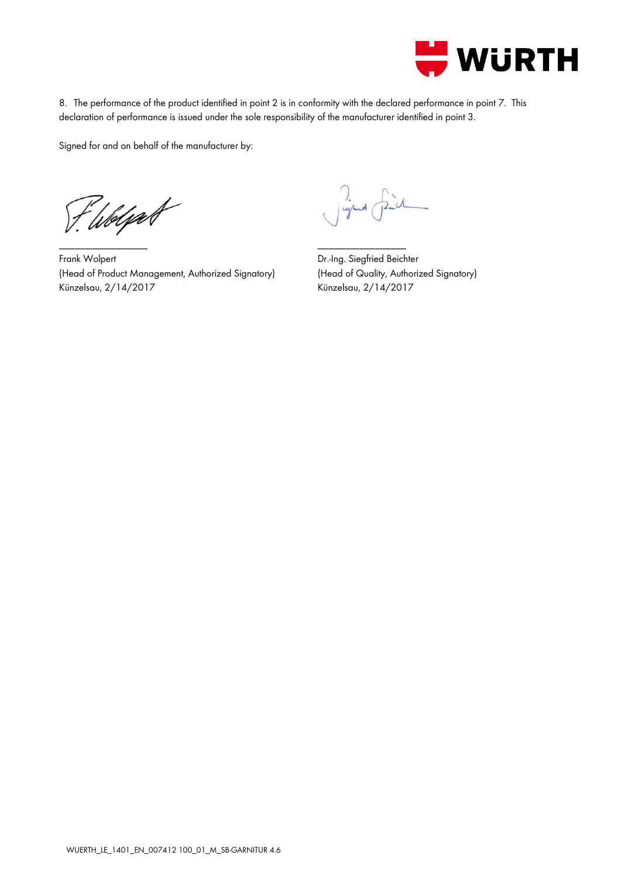8. The performance of the product identified in point 2 is in conformity with the declared performance in point 7. This declaration of performance is issued under the sole responsibility of the manufacturer identified in point 3.

Signed for and on behalf of the manufacturer by:

| | |
|---|---|
| Frank Wolpert | Dr.-Ing. Siegfried Beichter |
| (Head of Product Management, Authorized Signatory) | (Head of Quality, Authorized Signatory) |
| Künzelsau, 2/14/2017 | Künzelsau, 2/14/2017 |

WUERTH_LE_1401_EN_007412 100_01_M_SB-GARNITUR 4.6